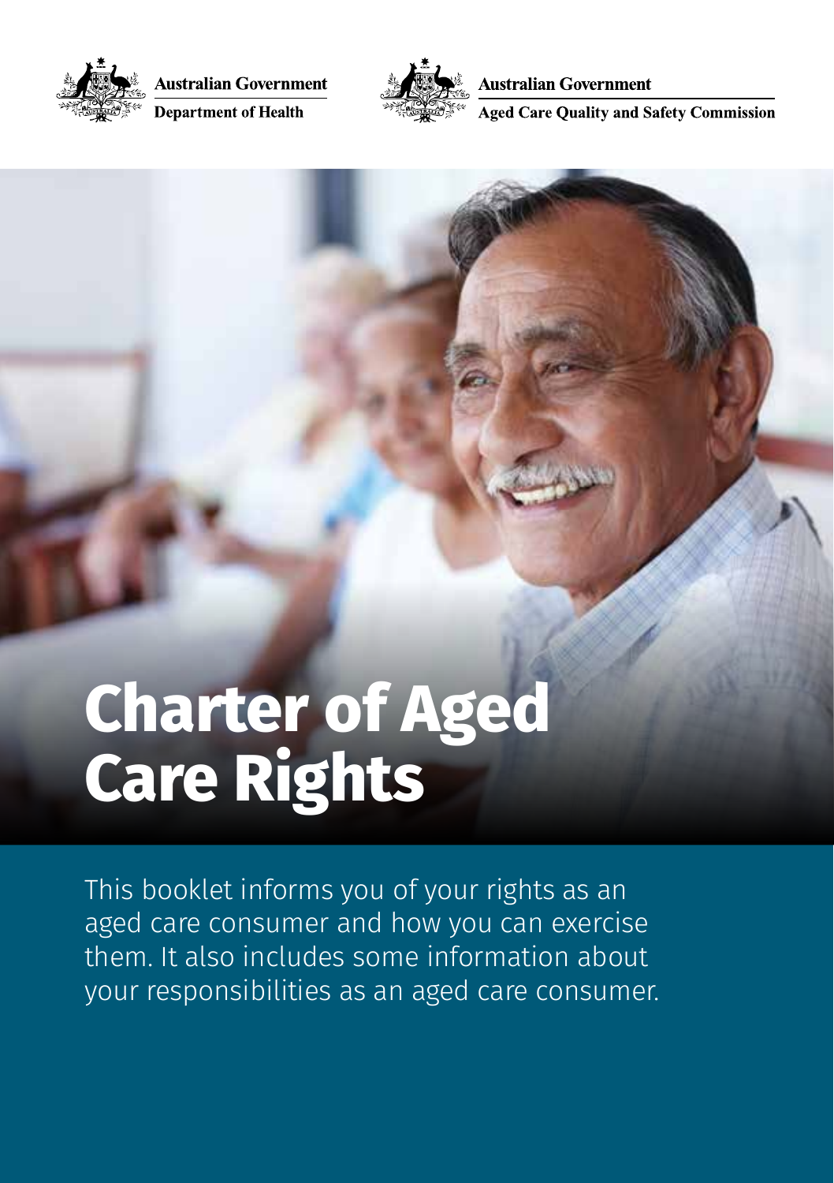Australian Government
Department of Health

Australian Government
Aged Care Quality and Safety Commission

# Charter of Aged Care Rights

This booklet informs you of your rights as an aged care consumer and how you can exercise them. It also includes some information about your responsibilities as an aged care consumer.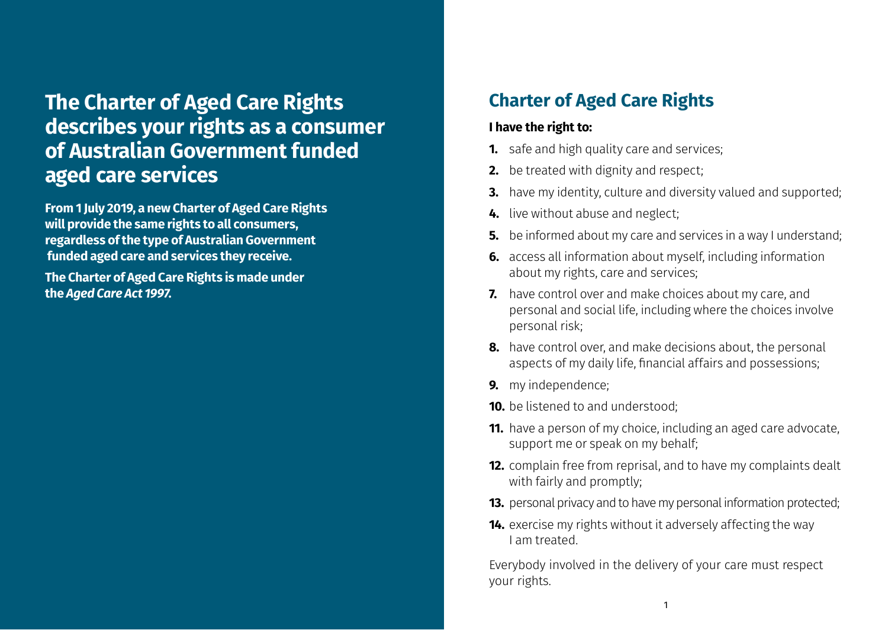# The Charter of Aged Care Rights describes your rights as a consumer of Australian Government funded aged care services

**From 1 July 2019, a new Charter of Aged Care Rights will provide the same rights to all consumers, regardless of the type of Australian Government funded aged care and services they receive.**

**The Charter of Aged Care Rights is made under the *Aged Care Act 1997.***

## Charter of Aged Care Rights

**I have the right to:**

1. safe and high quality care and services;
2. be treated with dignity and respect;
3. have my identity, culture and diversity valued and supported;
4. live without abuse and neglect;
5. be informed about my care and services in a way I understand;
6. access all information about myself, including information about my rights, care and services;
7. have control over and make choices about my care, and personal and social life, including where the choices involve personal risk;
8. have control over, and make decisions about, the personal aspects of my daily life, financial affairs and possessions;
9. my independence;
10. be listened to and understood;
11. have a person of my choice, including an aged care advocate, support me or speak on my behalf;
12. complain free from reprisal, and to have my complaints dealt with fairly and promptly;
13. personal privacy and to have my personal information protected;
14. exercise my rights without it adversely affecting the way I am treated.

Everybody involved in the delivery of your care must respect your rights.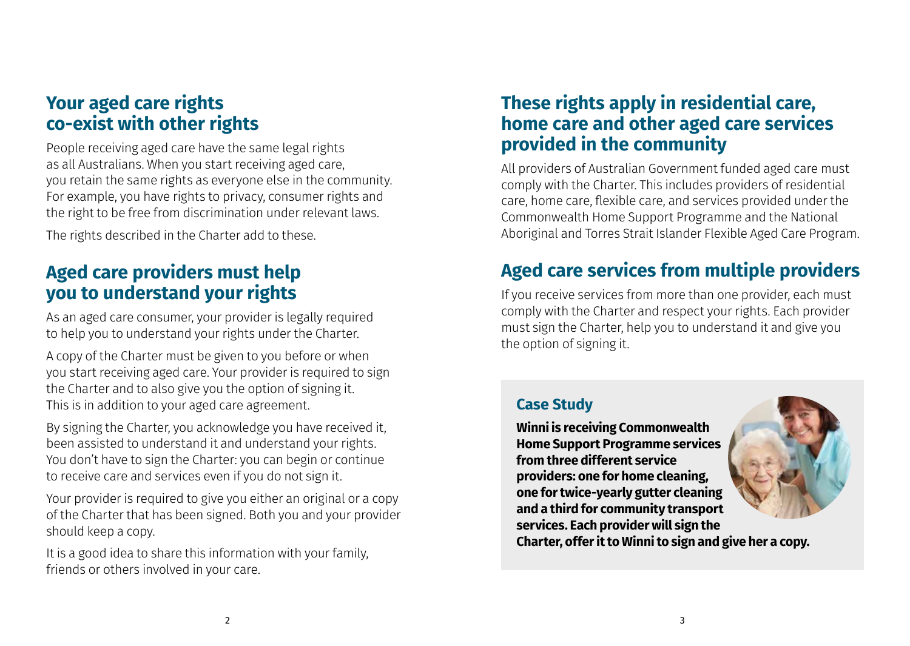## Your aged care rights co-exist with other rights

People receiving aged care have the same legal rights as all Australians. When you start receiving aged care, you retain the same rights as everyone else in the community. For example, you have rights to privacy, consumer rights and the right to be free from discrimination under relevant laws.

The rights described in the Charter add to these.

## Aged care providers must help you to understand your rights

As an aged care consumer, your provider is legally required to help you to understand your rights under the Charter.

A copy of the Charter must be given to you before or when you start receiving aged care. Your provider is required to sign the Charter and to also give you the option of signing it. This is in addition to your aged care agreement.

By signing the Charter, you acknowledge you have received it, been assisted to understand it and understand your rights. You don't have to sign the Charter: you can begin or continue to receive care and services even if you do not sign it.

Your provider is required to give you either an original or a copy of the Charter that has been signed. Both you and your provider should keep a copy.

It is a good idea to share this information with your family, friends or others involved in your care.

## These rights apply in residential care, home care and other aged care services provided in the community

All providers of Australian Government funded aged care must comply with the Charter. This includes providers of residential care, home care, flexible care, and services provided under the Commonwealth Home Support Programme and the National Aboriginal and Torres Strait Islander Flexible Aged Care Program.

## Aged care services from multiple providers

If you receive services from more than one provider, each must comply with the Charter and respect your rights. Each provider must sign the Charter, help you to understand it and give you the option of signing it.

### Case Study

**Winni is receiving Commonwealth Home Support Programme services from three different service providers: one for home cleaning, one for twice-yearly gutter cleaning and a third for community transport services. Each provider will sign the Charter, offer it to Winni to sign and give her a copy.**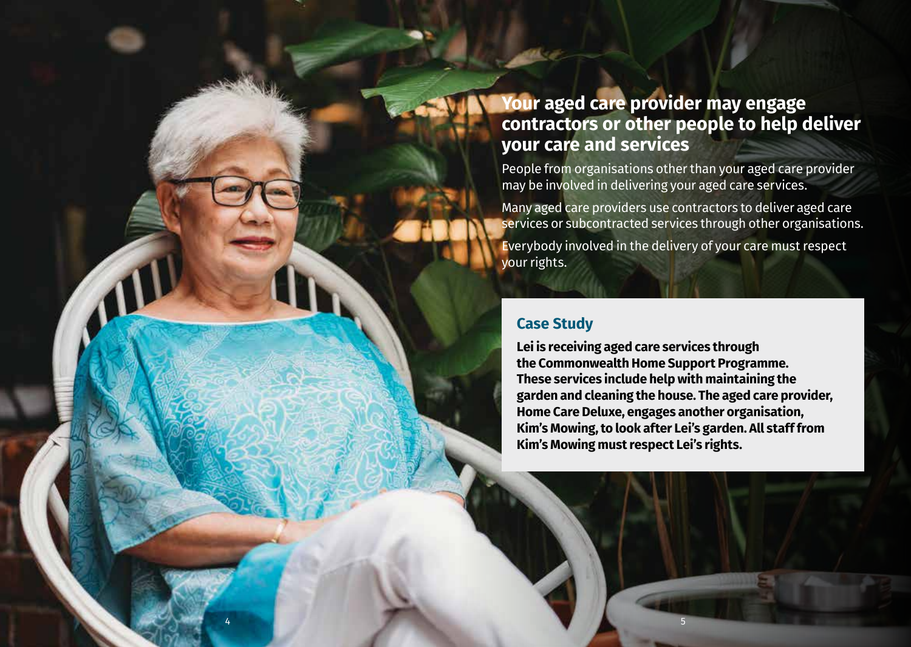## Your aged care provider may engage contractors or other people to help deliver your care and services

People from organisations other than your aged care provider may be involved in delivering your aged care services.

Many aged care providers use contractors to deliver aged care services or subcontracted services through other organisations.

Everybody involved in the delivery of your care must respect your rights.

### Case Study

**Lei is receiving aged care services through the Commonwealth Home Support Programme. These services include help with maintaining the garden and cleaning the house. The aged care provider, Home Care Deluxe, engages another organisation, Kim's Mowing, to look after Lei's garden. All staff from Kim's Mowing must respect Lei's rights.**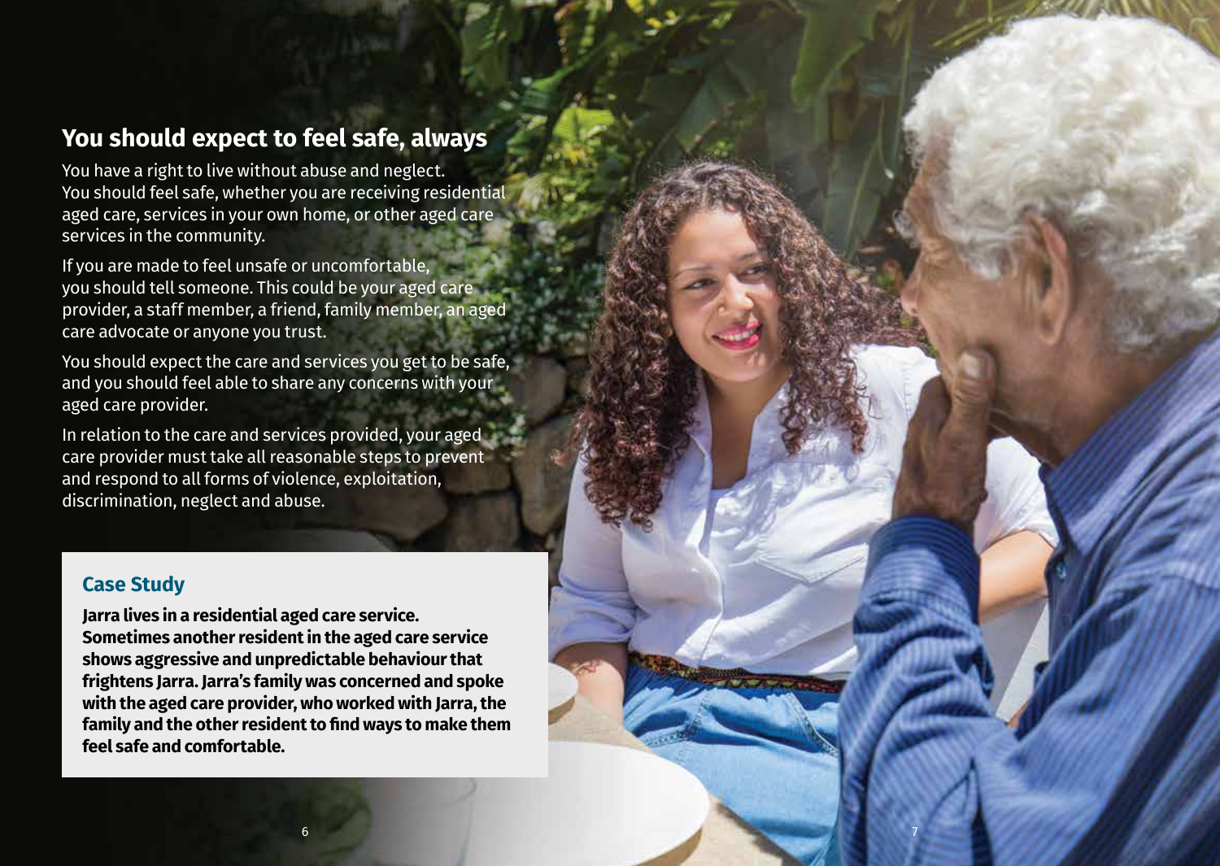## You should expect to feel safe, always

You have a right to live without abuse and neglect. You should feel safe, whether you are receiving residential aged care, services in your own home, or other aged care services in the community.

If you are made to feel unsafe or uncomfortable, you should tell someone. This could be your aged care provider, a staff member, a friend, family member, an aged care advocate or anyone you trust.

You should expect the care and services you get to be safe, and you should feel able to share any concerns with your aged care provider.

In relation to the care and services provided, your aged care provider must take all reasonable steps to prevent and respond to all forms of violence, exploitation, discrimination, neglect and abuse.

### Case Study

**Jarra lives in a residential aged care service. Sometimes another resident in the aged care service shows aggressive and unpredictable behaviour that frightens Jarra. Jarra's family was concerned and spoke with the aged care provider, who worked with Jarra, the family and the other resident to find ways to make them feel safe and comfortable.**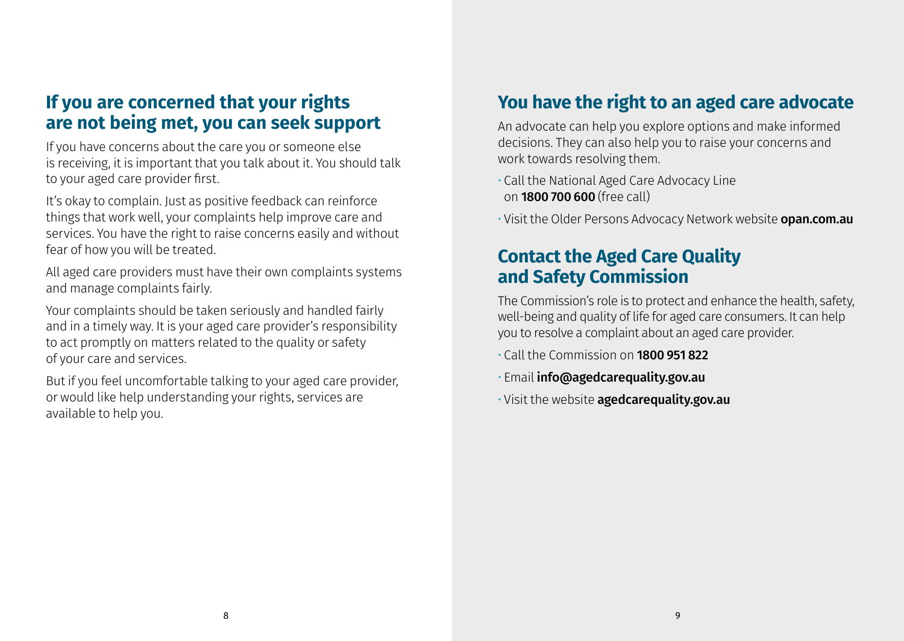## If you are concerned that your rights are not being met, you can seek support

If you have concerns about the care you or someone else is receiving, it is important that you talk about it. You should talk to your aged care provider first.

It's okay to complain. Just as positive feedback can reinforce things that work well, your complaints help improve care and services. You have the right to raise concerns easily and without fear of how you will be treated.

All aged care providers must have their own complaints systems and manage complaints fairly.

Your complaints should be taken seriously and handled fairly and in a timely way. It is your aged care provider's responsibility to act promptly on matters related to the quality or safety of your care and services.

But if you feel uncomfortable talking to your aged care provider, or would like help understanding your rights, services are available to help you.

## You have the right to an aged care advocate

An advocate can help you explore options and make informed decisions. They can also help you to raise your concerns and work towards resolving them.

- Call the National Aged Care Advocacy Line on **1800 700 600** (free call)
- Visit the Older Persons Advocacy Network website **opan.com.au**

## Contact the Aged Care Quality and Safety Commission

The Commission's role is to protect and enhance the health, safety, well-being and quality of life for aged care consumers. It can help you to resolve a complaint about an aged care provider.

- Call the Commission on **1800 951 822**
- Email **info@agedcarequality.gov.au**
- Visit the website **agedcarequality.gov.au**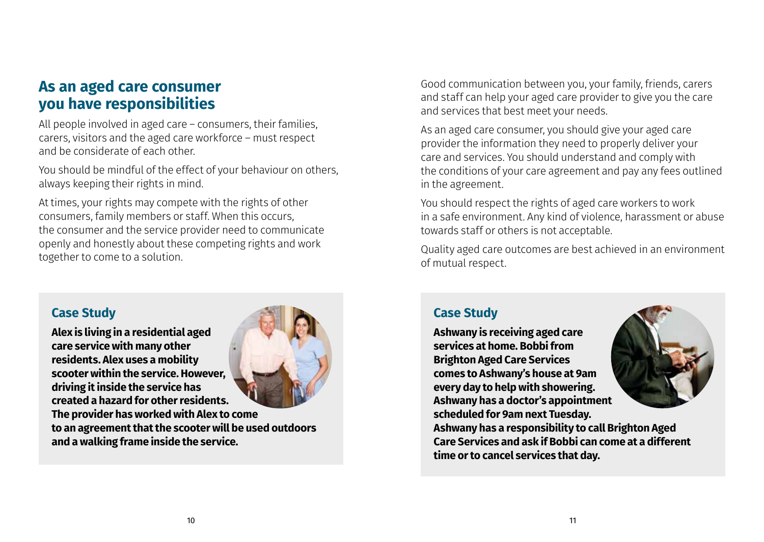## As an aged care consumer you have responsibilities

All people involved in aged care – consumers, their families, carers, visitors and the aged care workforce – must respect and be considerate of each other.

You should be mindful of the effect of your behaviour on others, always keeping their rights in mind.

At times, your rights may compete with the rights of other consumers, family members or staff. When this occurs, the consumer and the service provider need to communicate openly and honestly about these competing rights and work together to come to a solution.

### Case Study

**Alex is living in a residential aged care service with many other residents. Alex uses a mobility scooter within the service. However, driving it inside the service has created a hazard for other residents. The provider has worked with Alex to come to an agreement that the scooter will be used outdoors and a walking frame inside the service.**

Good communication between you, your family, friends, carers and staff can help your aged care provider to give you the care and services that best meet your needs.

As an aged care consumer, you should give your aged care provider the information they need to properly deliver your care and services. You should understand and comply with the conditions of your care agreement and pay any fees outlined in the agreement.

You should respect the rights of aged care workers to work in a safe environment. Any kind of violence, harassment or abuse towards staff or others is not acceptable.

Quality aged care outcomes are best achieved in an environment of mutual respect.

### Case Study

**Ashwany is receiving aged care services at home. Bobbi from Brighton Aged Care Services comes to Ashwany's house at 9am every day to help with showering. Ashwany has a doctor's appointment scheduled for 9am next Tuesday. Ashwany has a responsibility to call Brighton Aged Care Services and ask if Bobbi can come at a different time or to cancel services that day.**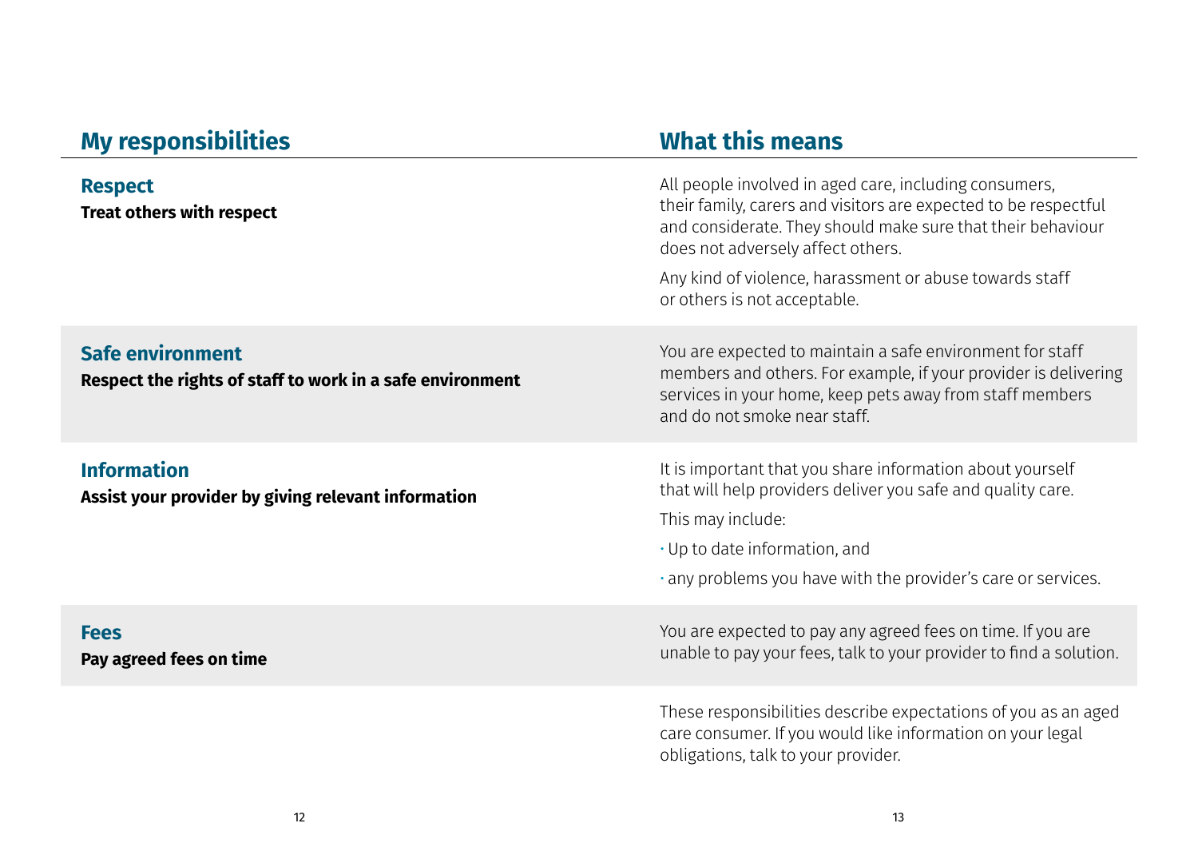| My responsibilities | What this means |
|---|---|
| **Respect**<br>**Treat others with respect** | All people involved in aged care, including consumers, their family, carers and visitors are expected to be respectful and considerate. They should make sure that their behaviour does not adversely affect others.<br>Any kind of violence, harassment or abuse towards staff or others is not acceptable. |
| **Safe environment**<br>**Respect the rights of staff to work in a safe environment** | You are expected to maintain a safe environment for staff members and others. For example, if your provider is delivering services in your home, keep pets away from staff members and do not smoke near staff. |
| **Information**<br>**Assist your provider by giving relevant information** | It is important that you share information about yourself that will help providers deliver you safe and quality care.<br>This may include:<br>• Up to date information, and<br>• any problems you have with the provider's care or services. |
| **Fees**<br>**Pay agreed fees on time** | You are expected to pay any agreed fees on time. If you are unable to pay your fees, talk to your provider to find a solution. |

These responsibilities describe expectations of you as an aged care consumer. If you would like information on your legal obligations, talk to your provider.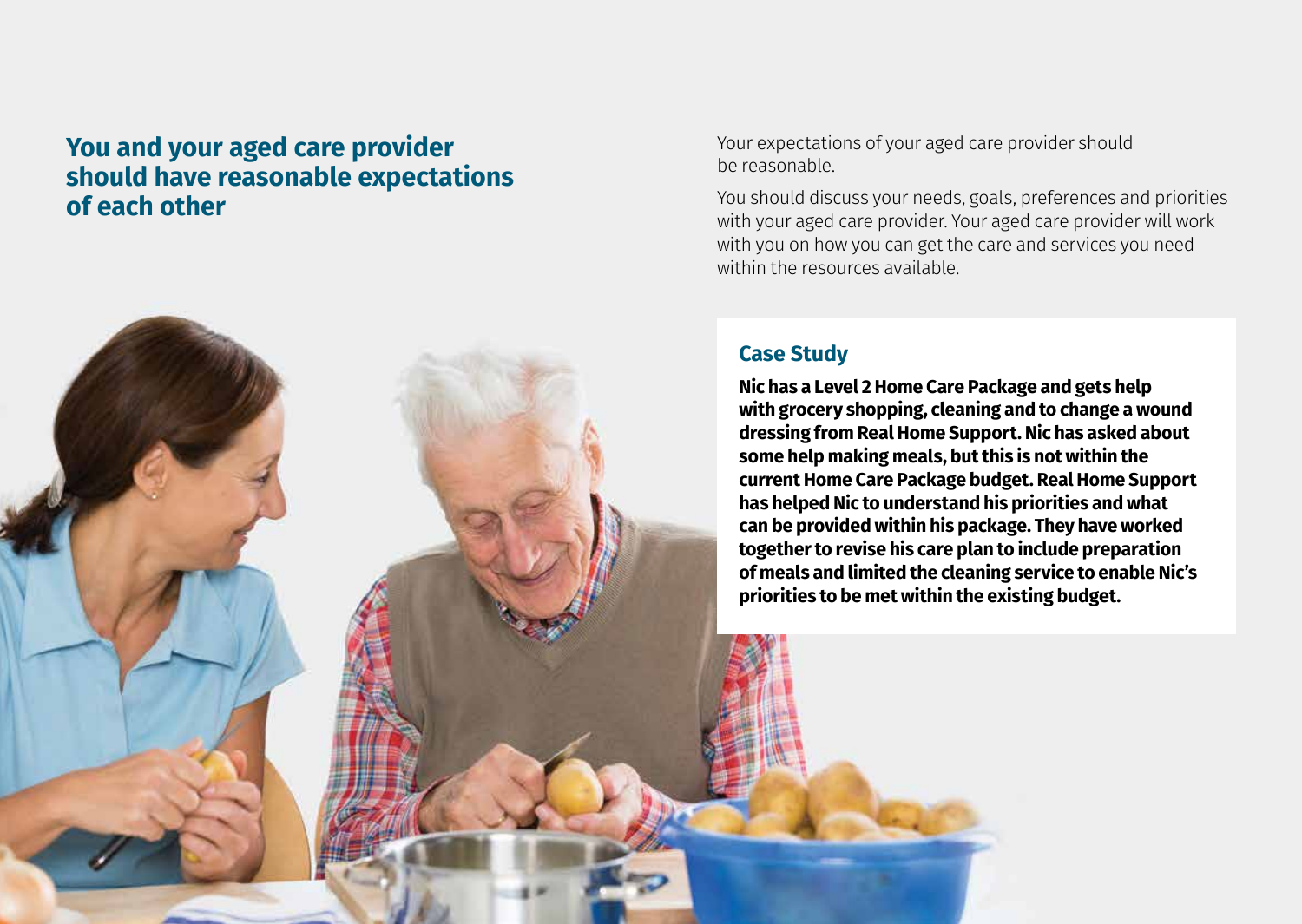## You and your aged care provider should have reasonable expectations of each other

Your expectations of your aged care provider should be reasonable.

You should discuss your needs, goals, preferences and priorities with your aged care provider. Your aged care provider will work with you on how you can get the care and services you need within the resources available.

### Case Study

**Nic has a Level 2 Home Care Package and gets help with grocery shopping, cleaning and to change a wound dressing from Real Home Support. Nic has asked about some help making meals, but this is not within the current Home Care Package budget. Real Home Support has helped Nic to understand his priorities and what can be provided within his package. They have worked together to revise his care plan to include preparation of meals and limited the cleaning service to enable Nic's priorities to be met within the existing budget.**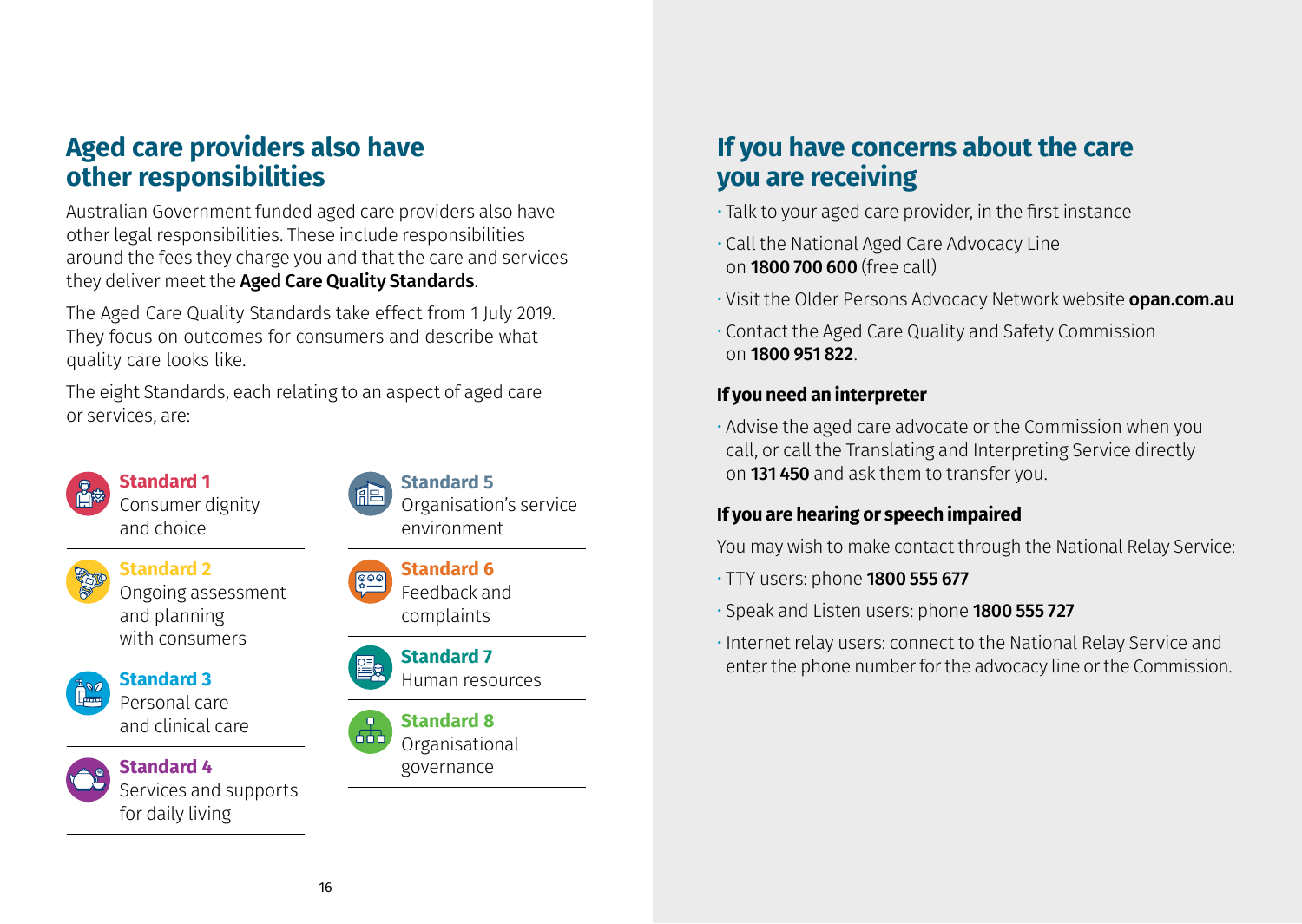## Aged care providers also have other responsibilities

Australian Government funded aged care providers also have other legal responsibilities. These include responsibilities around the fees they charge you and that the care and services they deliver meet the **Aged Care Quality Standards**.

The Aged Care Quality Standards take effect from 1 July 2019. They focus on outcomes for consumers and describe what quality care looks like.

The eight Standards, each relating to an aspect of aged care or services, are:

- **Standard 1** Consumer dignity and choice
- **Standard 2** Ongoing assessment and planning with consumers
- **Standard 3** Personal care and clinical care
- **Standard 4** Services and supports for daily living
- **Standard 5** Organisation's service environment
- **Standard 6** Feedback and complaints
- **Standard 7** Human resources
- **Standard 8** Organisational governance

## If you have concerns about the care you are receiving

- Talk to your aged care provider, in the first instance
- Call the National Aged Care Advocacy Line on **1800 700 600** (free call)
- Visit the Older Persons Advocacy Network website **opan.com.au**
- Contact the Aged Care Quality and Safety Commission on **1800 951 822**.

### If you need an interpreter

- Advise the aged care advocate or the Commission when you call, or call the Translating and Interpreting Service directly on **131 450** and ask them to transfer you.

### If you are hearing or speech impaired

You may wish to make contact through the National Relay Service:

- TTY users: phone **1800 555 677**
- Speak and Listen users: phone **1800 555 727**
- Internet relay users: connect to the National Relay Service and enter the phone number for the advocacy line or the Commission.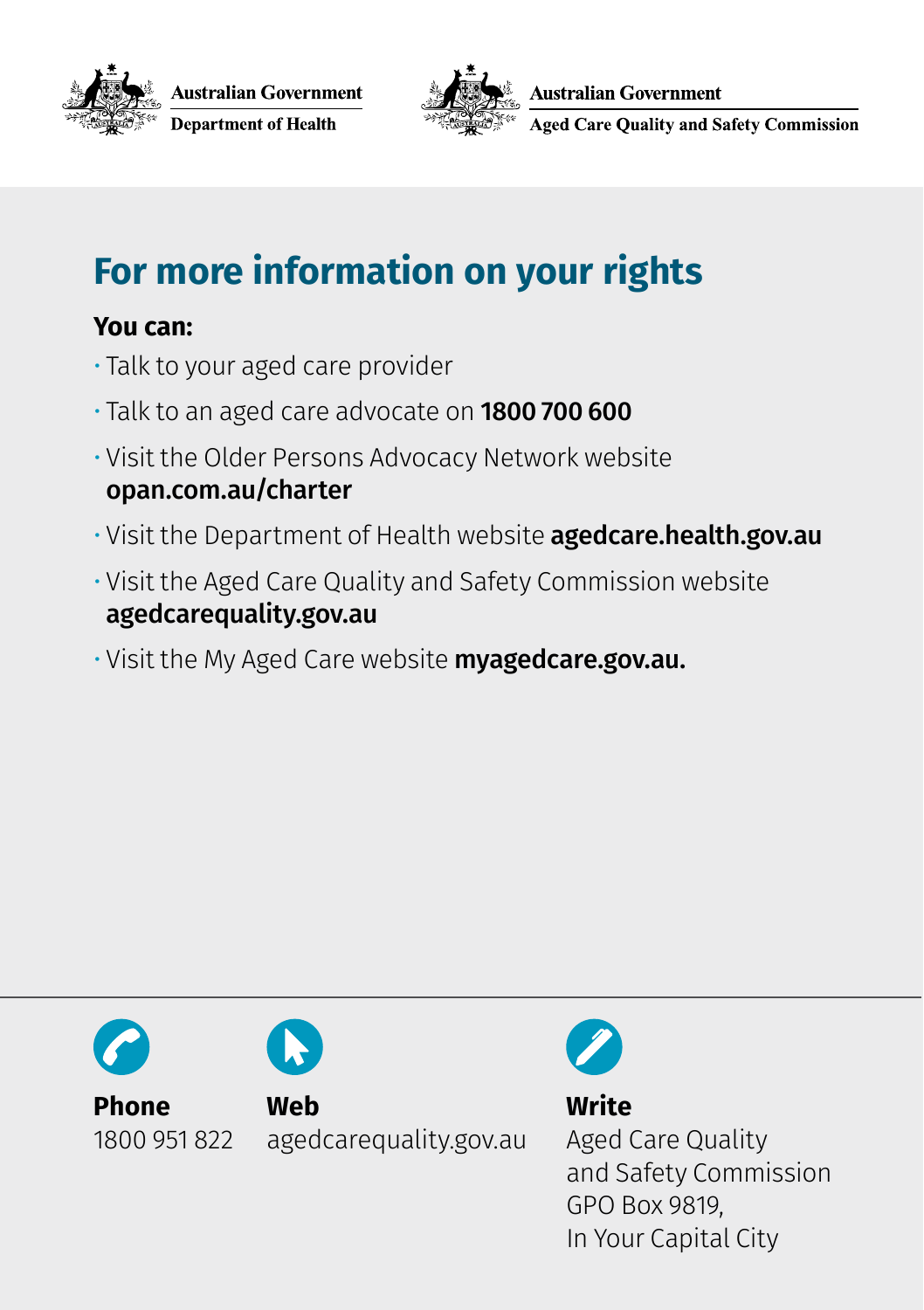Australian Government
Department of Health

Australian Government
Aged Care Quality and Safety Commission

## For more information on your rights

**You can:**

- Talk to your aged care provider
- Talk to an aged care advocate on **1800 700 600**
- Visit the Older Persons Advocacy Network website **opan.com.au/charter**
- Visit the Department of Health website **agedcare.health.gov.au**
- Visit the Aged Care Quality and Safety Commission website **agedcarequality.gov.au**
- Visit the My Aged Care website **myagedcare.gov.au.**

**Phone**
1800 951 822

**Web**
agedcarequality.gov.au

**Write**
Aged Care Quality
and Safety Commission
GPO Box 9819,
In Your Capital City